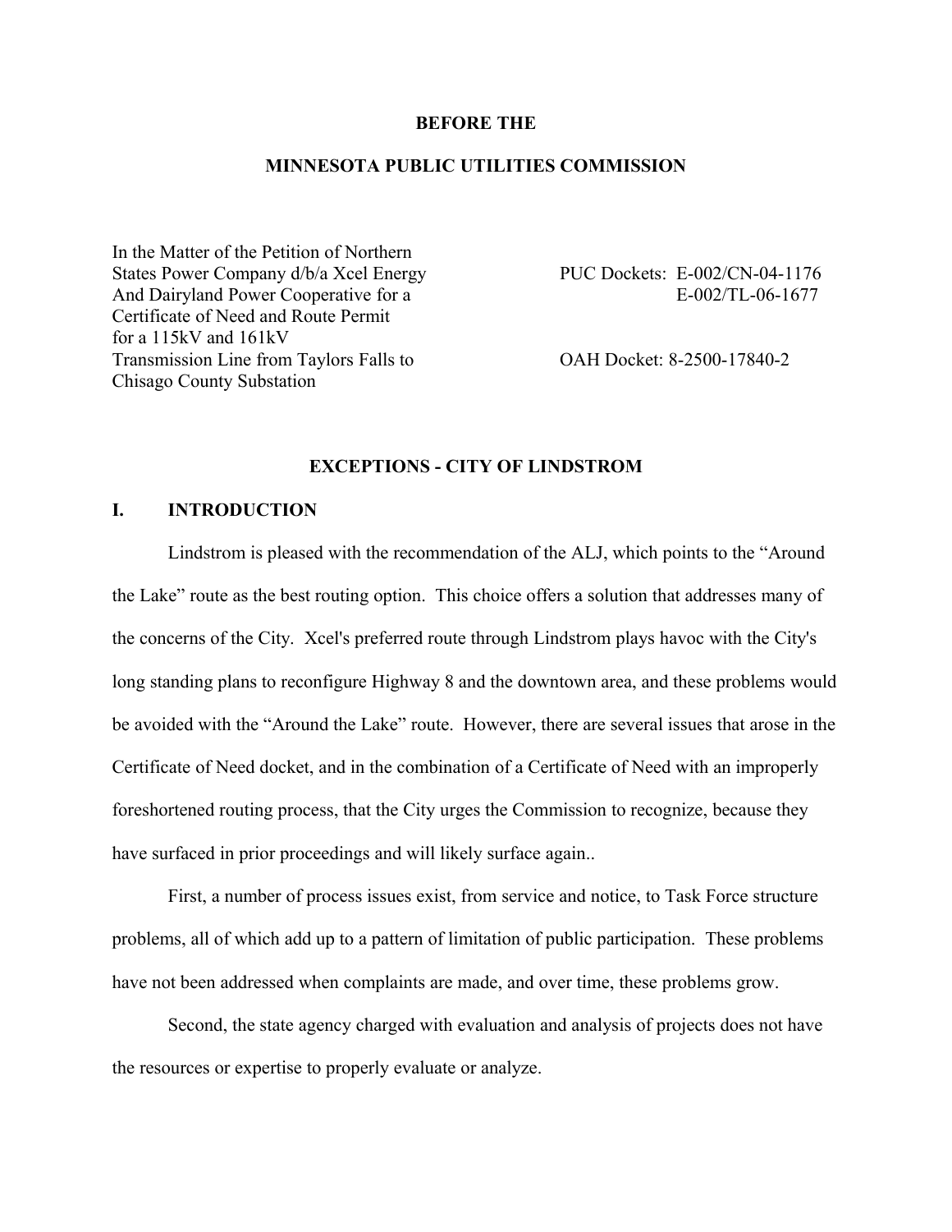**BEFORE THE**

**MINNESOTA PUBLIC UTILITIES COMMISSION**

| | |
|---|---|
| In the Matter of the Petition of Northern States Power Company d/b/a Xcel Energy And Dairyland Power Cooperative for a Certificate of Need and Route Permit for a 115kV and 161kV Transmission Line from Taylors Falls to Chisago County Substation | PUC Dockets: E-002/CN-04-1176<br>E-002/TL-06-1677<br><br>OAH Docket: 8-2500-17840-2 |

## EXCEPTIONS - CITY OF LINDSTROM

## I. INTRODUCTION

Lindstrom is pleased with the recommendation of the ALJ, which points to the "Around the Lake" route as the best routing option. This choice offers a solution that addresses many of the concerns of the City. Xcel's preferred route through Lindstrom plays havoc with the City's long standing plans to reconfigure Highway 8 and the downtown area, and these problems would be avoided with the "Around the Lake" route. However, there are several issues that arose in the Certificate of Need docket, and in the combination of a Certificate of Need with an improperly foreshortened routing process, that the City urges the Commission to recognize, because they have surfaced in prior proceedings and will likely surface again..

First, a number of process issues exist, from service and notice, to Task Force structure problems, all of which add up to a pattern of limitation of public participation. These problems have not been addressed when complaints are made, and over time, these problems grow.

Second, the state agency charged with evaluation and analysis of projects does not have the resources or expertise to properly evaluate or analyze.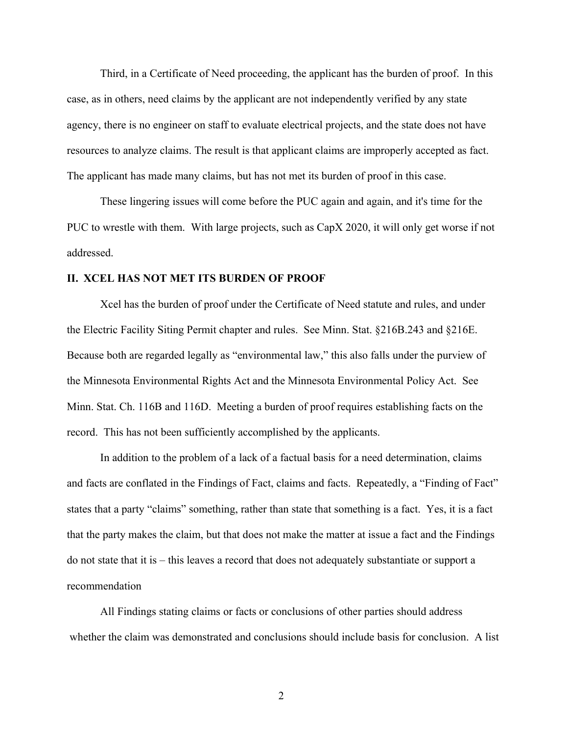Third, in a Certificate of Need proceeding, the applicant has the burden of proof. In this case, as in others, need claims by the applicant are not independently verified by any state agency, there is no engineer on staff to evaluate electrical projects, and the state does not have resources to analyze claims. The result is that applicant claims are improperly accepted as fact. The applicant has made many claims, but has not met its burden of proof in this case.

These lingering issues will come before the PUC again and again, and it's time for the PUC to wrestle with them. With large projects, such as CapX 2020, it will only get worse if not addressed.

## II. XCEL HAS NOT MET ITS BURDEN OF PROOF

Xcel has the burden of proof under the Certificate of Need statute and rules, and under the Electric Facility Siting Permit chapter and rules. See Minn. Stat. §216B.243 and §216E. Because both are regarded legally as "environmental law," this also falls under the purview of the Minnesota Environmental Rights Act and the Minnesota Environmental Policy Act. See Minn. Stat. Ch. 116B and 116D. Meeting a burden of proof requires establishing facts on the record. This has not been sufficiently accomplished by the applicants.

In addition to the problem of a lack of a factual basis for a need determination, claims and facts are conflated in the Findings of Fact, claims and facts. Repeatedly, a "Finding of Fact" states that a party "claims" something, rather than state that something is a fact. Yes, it is a fact that the party makes the claim, but that does not make the matter at issue a fact and the Findings do not state that it is – this leaves a record that does not adequately substantiate or support a recommendation

All Findings stating claims or facts or conclusions of other parties should address whether the claim was demonstrated and conclusions should include basis for conclusion. A list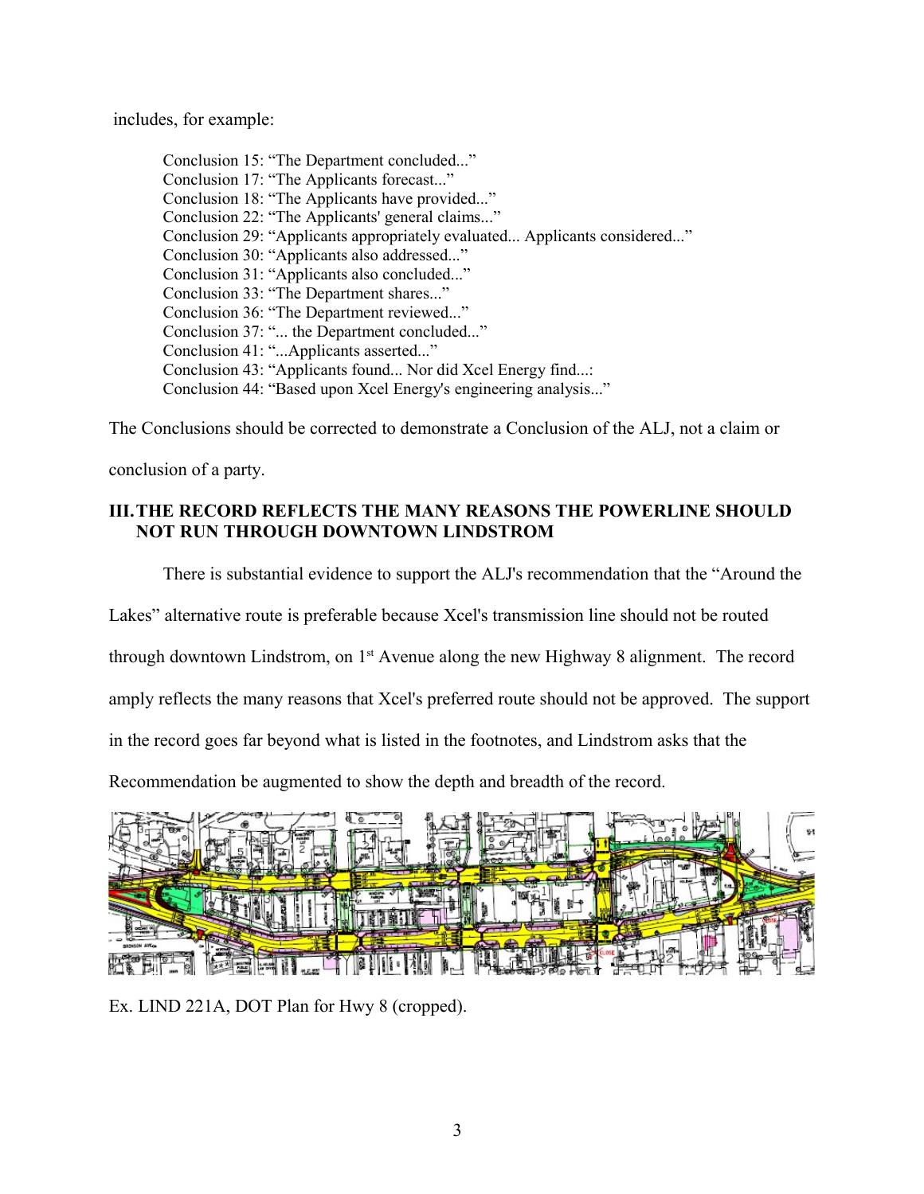includes, for example:

> Conclusion 15: "The Department concluded..."
> Conclusion 17: "The Applicants forecast..."
> Conclusion 18: "The Applicants have provided..."
> Conclusion 22: "The Applicants' general claims..."
> Conclusion 29: "Applicants appropriately evaluated... Applicants considered..."
> Conclusion 30: "Applicants also addressed..."
> Conclusion 31: "Applicants also concluded..."
> Conclusion 33: "The Department shares..."
> Conclusion 36: "The Department reviewed..."
> Conclusion 37: "... the Department concluded..."
> Conclusion 41: "...Applicants asserted..."
> Conclusion 43: "Applicants found... Nor did Xcel Energy find...:
> Conclusion 44: "Based upon Xcel Energy's engineering analysis..."

The Conclusions should be corrected to demonstrate a Conclusion of the ALJ, not a claim or conclusion of a party.

## III. THE RECORD REFLECTS THE MANY REASONS THE POWERLINE SHOULD NOT RUN THROUGH DOWNTOWN LINDSTROM

There is substantial evidence to support the ALJ's recommendation that the "Around the Lakes" alternative route is preferable because Xcel's transmission line should not be routed through downtown Lindstrom, on 1st Avenue along the new Highway 8 alignment. The record amply reflects the many reasons that Xcel's preferred route should not be approved. The support in the record goes far beyond what is listed in the footnotes, and Lindstrom asks that the Recommendation be augmented to show the depth and breadth of the record.

Ex. LIND 221A, DOT Plan for Hwy 8 (cropped).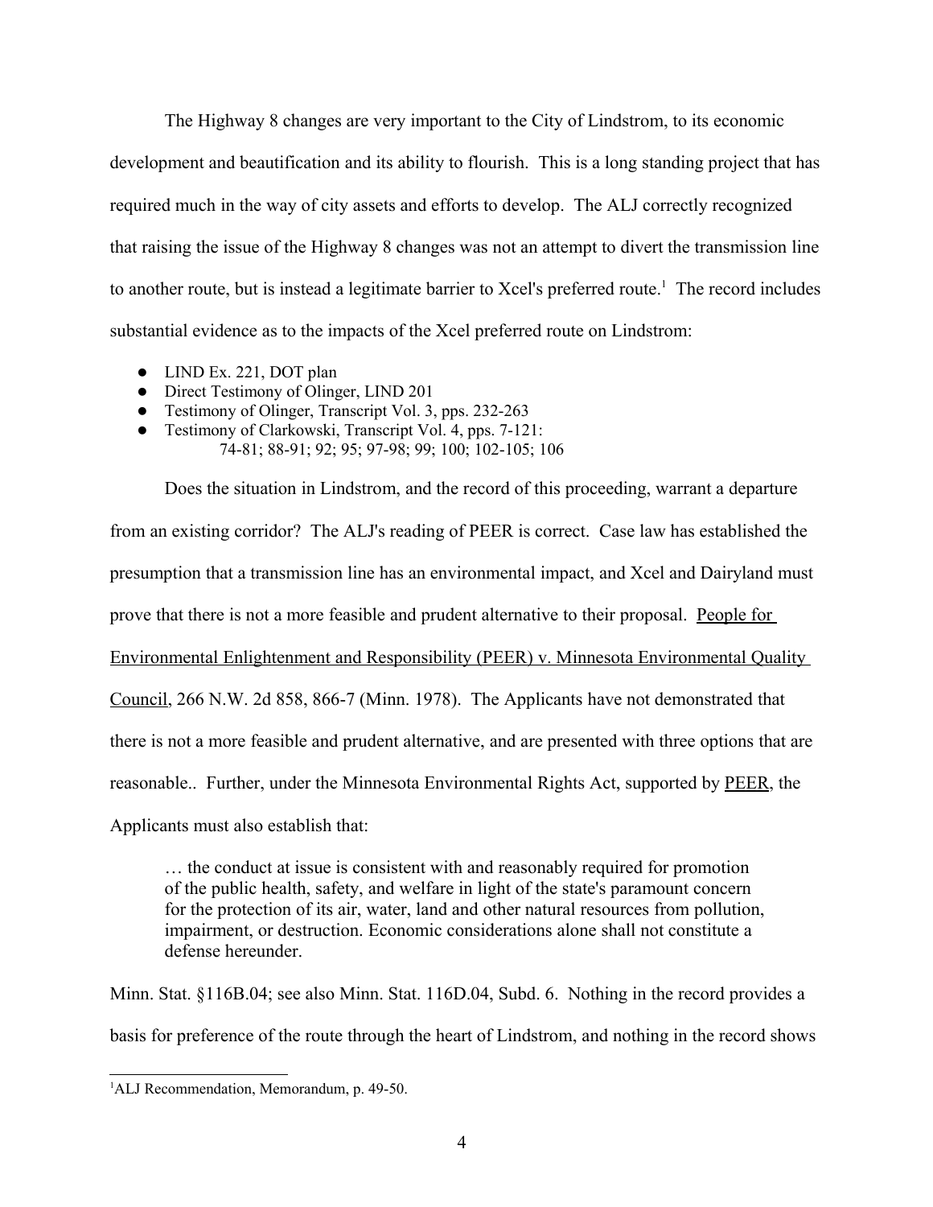The Highway 8 changes are very important to the City of Lindstrom, to its economic development and beautification and its ability to flourish. This is a long standing project that has required much in the way of city assets and efforts to develop. The ALJ correctly recognized that raising the issue of the Highway 8 changes was not an attempt to divert the transmission line to another route, but is instead a legitimate barrier to Xcel's preferred route.[1] The record includes substantial evidence as to the impacts of the Xcel preferred route on Lindstrom:

- LIND Ex. 221, DOT plan
- Direct Testimony of Olinger, LIND 201
- Testimony of Olinger, Transcript Vol. 3, pps. 232-263
- Testimony of Clarkowski, Transcript Vol. 4, pps. 7-121:
  74-81; 88-91; 92; 95; 97-98; 99; 100; 102-105; 106

Does the situation in Lindstrom, and the record of this proceeding, warrant a departure from an existing corridor? The ALJ's reading of PEER is correct. Case law has established the presumption that a transmission line has an environmental impact, and Xcel and Dairyland must prove that there is not a more feasible and prudent alternative to their proposal. People for Environmental Enlightenment and Responsibility (PEER) v. Minnesota Environmental Quality Council, 266 N.W. 2d 858, 866-7 (Minn. 1978). The Applicants have not demonstrated that there is not a more feasible and prudent alternative, and are presented with three options that are reasonable.. Further, under the Minnesota Environmental Rights Act, supported by PEER, the Applicants must also establish that:

> … the conduct at issue is consistent with and reasonably required for promotion of the public health, safety, and welfare in light of the state's paramount concern for the protection of its air, water, land and other natural resources from pollution, impairment, or destruction. Economic considerations alone shall not constitute a defense hereunder.

Minn. Stat. §116B.04; see also Minn. Stat. 116D.04, Subd. 6. Nothing in the record provides a basis for preference of the route through the heart of Lindstrom, and nothing in the record shows

[1] ALJ Recommendation, Memorandum, p. 49-50.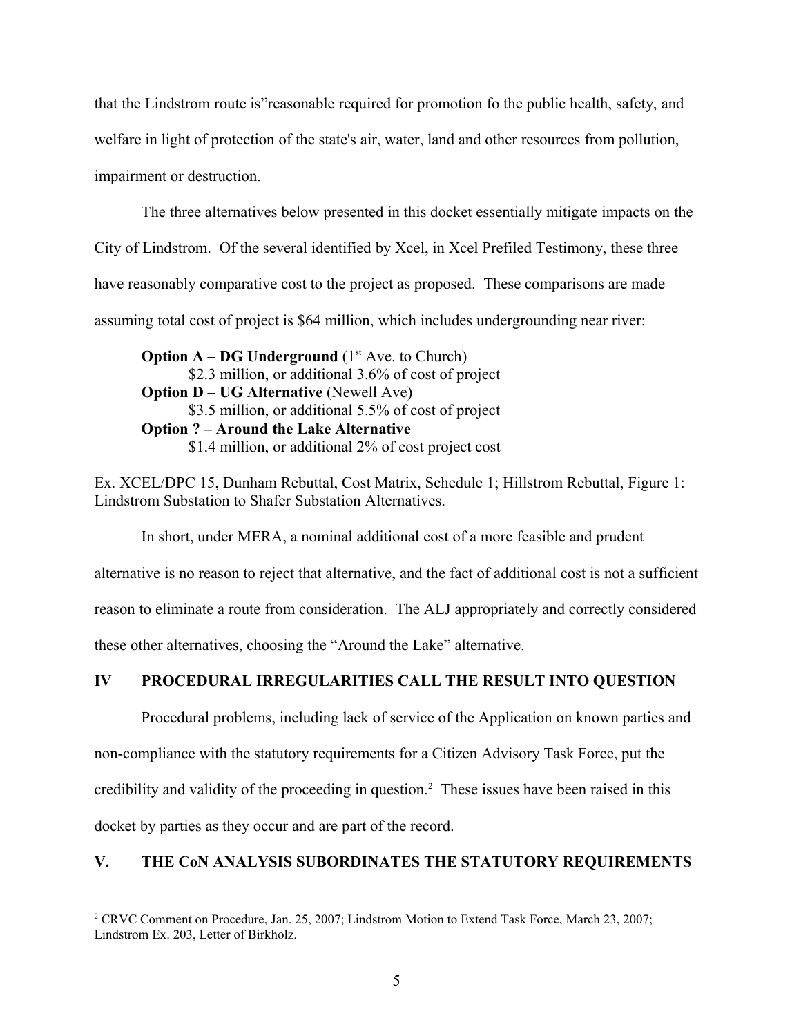that the Lindstrom route is"reasonable required for promotion fo the public health, safety, and welfare in light of protection of the state's air, water, land and other resources from pollution, impairment or destruction.

The three alternatives below presented in this docket essentially mitigate impacts on the City of Lindstrom. Of the several identified by Xcel, in Xcel Prefiled Testimony, these three have reasonably comparative cost to the project as proposed. These comparisons are made assuming total cost of project is $64 million, which includes undergrounding near river:

> **Option A – DG Underground** (1st Ave. to Church)
> $2.3 million, or additional 3.6% of cost of project
> **Option D – UG Alternative** (Newell Ave)
> $3.5 million, or additional 5.5% of cost of project
> **Option ? – Around the Lake Alternative**
> $1.4 million, or additional 2% of cost project cost

Ex. XCEL/DPC 15, Dunham Rebuttal, Cost Matrix, Schedule 1; Hillstrom Rebuttal, Figure 1: Lindstrom Substation to Shafer Substation Alternatives.

In short, under MERA, a nominal additional cost of a more feasible and prudent alternative is no reason to reject that alternative, and the fact of additional cost is not a sufficient reason to eliminate a route from consideration. The ALJ appropriately and correctly considered these other alternatives, choosing the "Around the Lake" alternative.

## IV PROCEDURAL IRREGULARITIES CALL THE RESULT INTO QUESTION

Procedural problems, including lack of service of the Application on known parties and non-compliance with the statutory requirements for a Citizen Advisory Task Force, put the credibility and validity of the proceeding in question.[2] These issues have been raised in this docket by parties as they occur and are part of the record.

## V. THE CoN ANALYSIS SUBORDINATES THE STATUTORY REQUIREMENTS

[2] CRVC Comment on Procedure, Jan. 25, 2007; Lindstrom Motion to Extend Task Force, March 23, 2007; Lindstrom Ex. 203, Letter of Birkholz.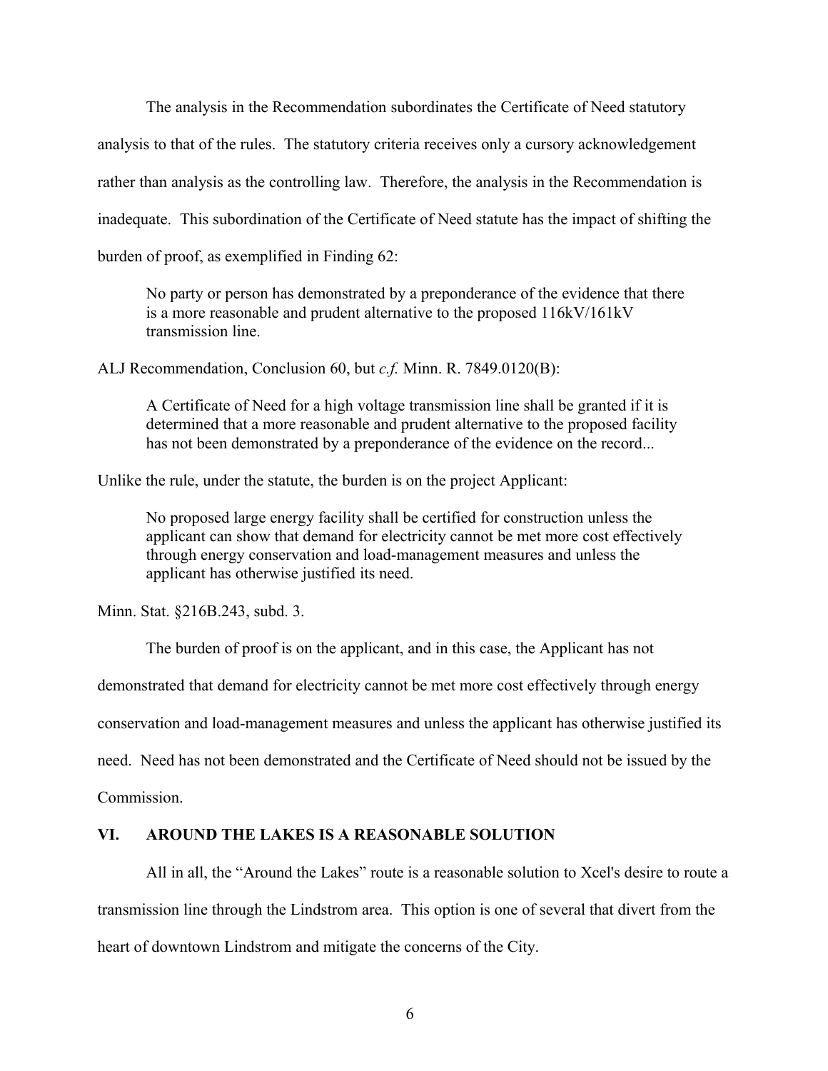The analysis in the Recommendation subordinates the Certificate of Need statutory analysis to that of the rules. The statutory criteria receives only a cursory acknowledgement rather than analysis as the controlling law. Therefore, the analysis in the Recommendation is inadequate. This subordination of the Certificate of Need statute has the impact of shifting the burden of proof, as exemplified in Finding 62:

> No party or person has demonstrated by a preponderance of the evidence that there is a more reasonable and prudent alternative to the proposed 116kV/161kV transmission line.

ALJ Recommendation, Conclusion 60, but *c.f.* Minn. R. 7849.0120(B):

> A Certificate of Need for a high voltage transmission line shall be granted if it is determined that a more reasonable and prudent alternative to the proposed facility has not been demonstrated by a preponderance of the evidence on the record...

Unlike the rule, under the statute, the burden is on the project Applicant:

> No proposed large energy facility shall be certified for construction unless the applicant can show that demand for electricity cannot be met more cost effectively through energy conservation and load-management measures and unless the applicant has otherwise justified its need.

Minn. Stat. §216B.243, subd. 3.

The burden of proof is on the applicant, and in this case, the Applicant has not demonstrated that demand for electricity cannot be met more cost effectively through energy conservation and load-management measures and unless the applicant has otherwise justified its need. Need has not been demonstrated and the Certificate of Need should not be issued by the Commission.

## VI. AROUND THE LAKES IS A REASONABLE SOLUTION

All in all, the "Around the Lakes" route is a reasonable solution to Xcel's desire to route a transmission line through the Lindstrom area. This option is one of several that divert from the heart of downtown Lindstrom and mitigate the concerns of the City.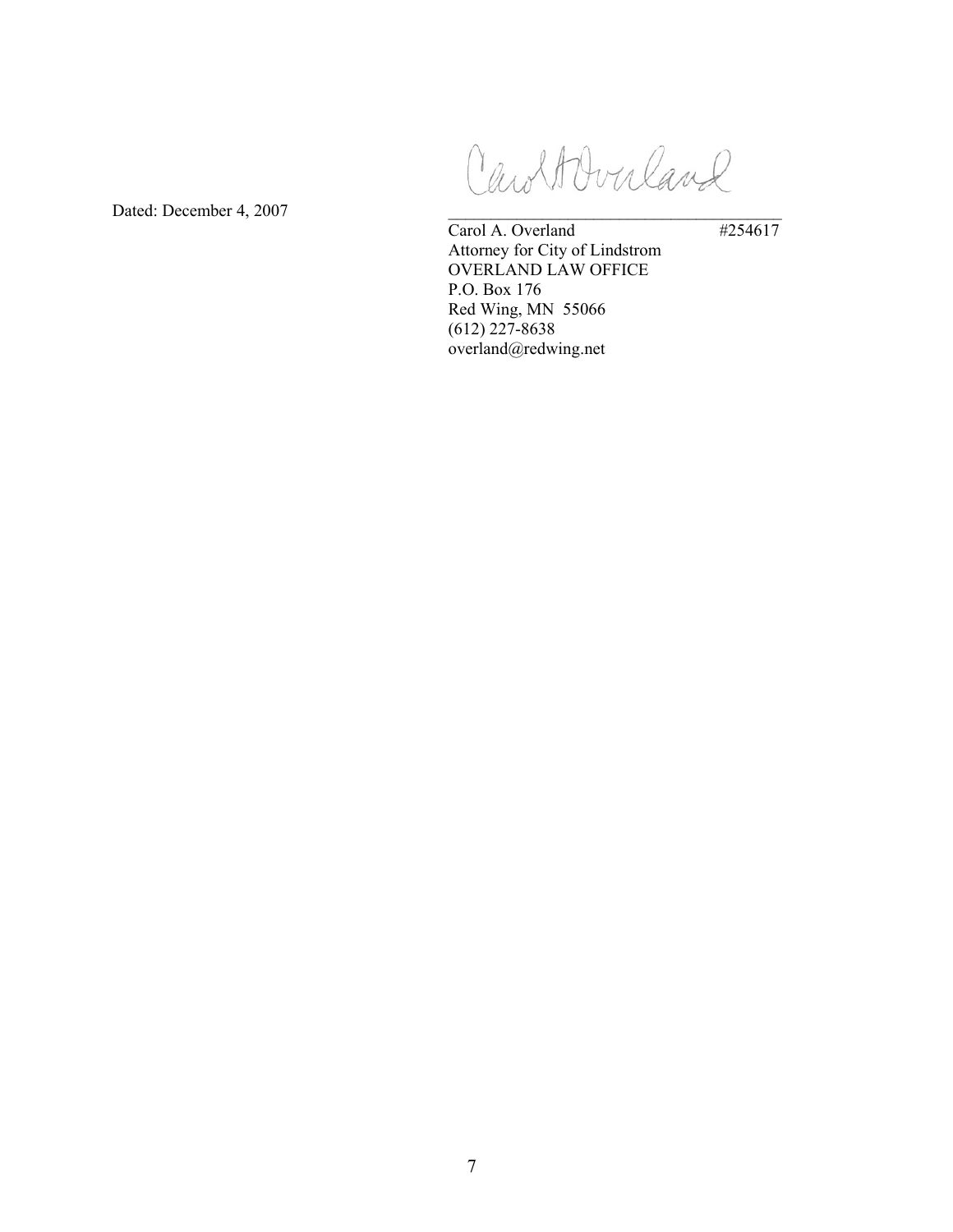Dated: December 4, 2007

Carol A Overland

\_\_\_\_\_\_\_\_\_\_\_\_\_\_\_\_\_\_\_\_\_\_\_\_\_\_\_\_\_\_\_\_\_\_\_\_\_\_\_\_

Carol A. Overland #254617
Attorney for City of Lindstrom
OVERLAND LAW OFFICE
P.O. Box 176
Red Wing, MN 55066
(612) 227-8638
overland@redwing.net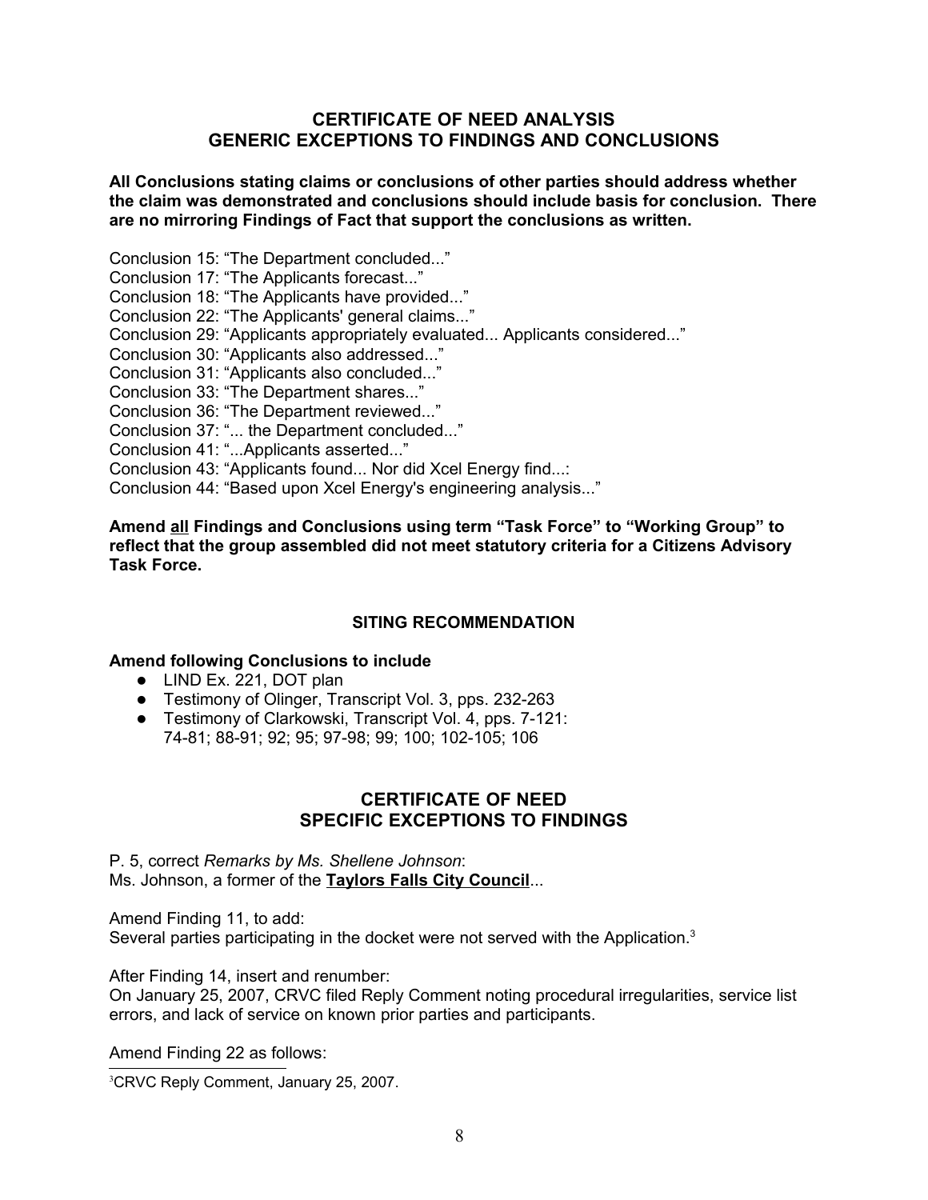## CERTIFICATE OF NEED ANALYSIS
## GENERIC EXCEPTIONS TO FINDINGS AND CONCLUSIONS

**All Conclusions stating claims or conclusions of other parties should address whether the claim was demonstrated and conclusions should include basis for conclusion. There are no mirroring Findings of Fact that support the conclusions as written.**

Conclusion 15: "The Department concluded..."
Conclusion 17: "The Applicants forecast..."
Conclusion 18: "The Applicants have provided..."
Conclusion 22: "The Applicants' general claims..."
Conclusion 29: "Applicants appropriately evaluated... Applicants considered..."
Conclusion 30: "Applicants also addressed..."
Conclusion 31: "Applicants also concluded..."
Conclusion 33: "The Department shares..."
Conclusion 36: "The Department reviewed..."
Conclusion 37: "... the Department concluded..."
Conclusion 41: "...Applicants asserted..."
Conclusion 43: "Applicants found... Nor did Xcel Energy find...:
Conclusion 44: "Based upon Xcel Energy's engineering analysis..."

**Amend <u>all</u> Findings and Conclusions using term "Task Force" to "Working Group" to reflect that the group assembled did not meet statutory criteria for a Citizens Advisory Task Force.**

### SITING RECOMMENDATION

**Amend following Conclusions to include**

- LIND Ex. 221, DOT plan
- Testimony of Olinger, Transcript Vol. 3, pps. 232-263
- Testimony of Clarkowski, Transcript Vol. 4, pps. 7-121: 74-81; 88-91; 92; 95; 97-98; 99; 100; 102-105; 106

## CERTIFICATE OF NEED
## SPECIFIC EXCEPTIONS TO FINDINGS

P. 5, correct *Remarks by Ms. Shellene Johnson*:
Ms. Johnson, a former of the **<u>Taylors Falls City Council</u>**...

Amend Finding 11, to add:
Several parties participating in the docket were not served with the Application.[3]

After Finding 14, insert and renumber:
On January 25, 2007, CRVC filed Reply Comment noting procedural irregularities, service list errors, and lack of service on known prior parties and participants.

Amend Finding 22 as follows:

[3] CRVC Reply Comment, January 25, 2007.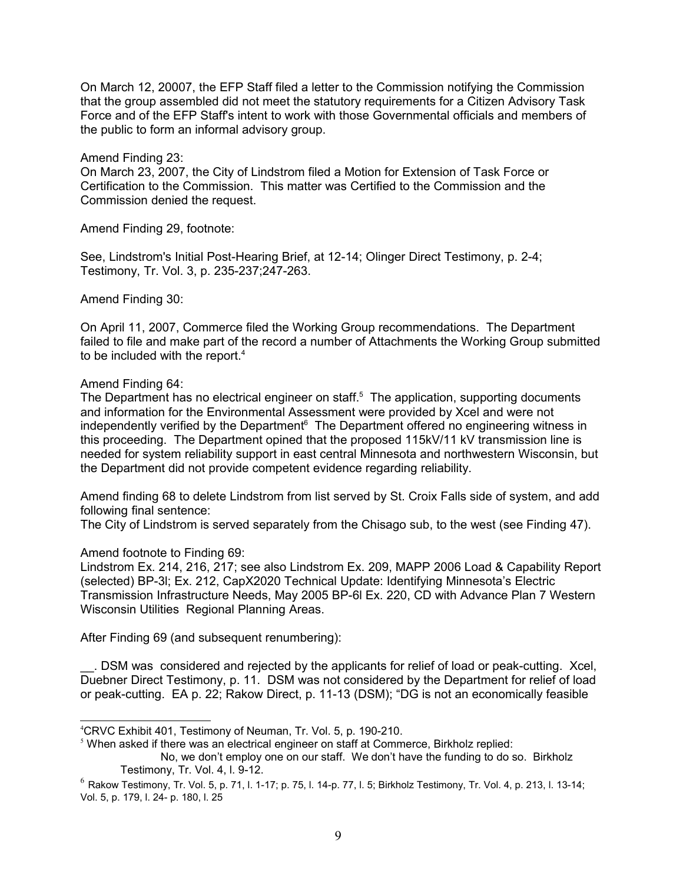On March 12, 20007, the EFP Staff filed a letter to the Commission notifying the Commission that the group assembled did not meet the statutory requirements for a Citizen Advisory Task Force and of the EFP Staff's intent to work with those Governmental officials and members of the public to form an informal advisory group.

Amend Finding 23:
On March 23, 2007, the City of Lindstrom filed a Motion for Extension of Task Force or Certification to the Commission. This matter was Certified to the Commission and the Commission denied the request.

Amend Finding 29, footnote:

See, Lindstrom's Initial Post-Hearing Brief, at 12-14; Olinger Direct Testimony, p. 2-4; Testimony, Tr. Vol. 3, p. 235-237;247-263.

Amend Finding 30:

On April 11, 2007, Commerce filed the Working Group recommendations. The Department failed to file and make part of the record a number of Attachments the Working Group submitted to be included with the report.[4]

Amend Finding 64:
The Department has no electrical engineer on staff.[5] The application, supporting documents and information for the Environmental Assessment were provided by Xcel and were not independently verified by the Department[6] The Department offered no engineering witness in this proceeding. The Department opined that the proposed 115kV/11 kV transmission line is needed for system reliability support in east central Minnesota and northwestern Wisconsin, but the Department did not provide competent evidence regarding reliability.

Amend finding 68 to delete Lindstrom from list served by St. Croix Falls side of system, and add following final sentence:
The City of Lindstrom is served separately from the Chisago sub, to the west (see Finding 47).

Amend footnote to Finding 69:
Lindstrom Ex. 214, 216, 217; see also Lindstrom Ex. 209, MAPP 2006 Load & Capability Report (selected) BP-3l; Ex. 212, CapX2020 Technical Update: Identifying Minnesota's Electric Transmission Infrastructure Needs, May 2005 BP-6l Ex. 220, CD with Advance Plan 7 Western Wisconsin Utilities Regional Planning Areas.

After Finding 69 (and subsequent renumbering):

__. DSM was considered and rejected by the applicants for relief of load or peak-cutting. Xcel, Duebner Direct Testimony, p. 11. DSM was not considered by the Department for relief of load or peak-cutting. EA p. 22; Rakow Direct, p. 11-13 (DSM); "DG is not an economically feasible

---

[4] CRVC Exhibit 401, Testimony of Neuman, Tr. Vol. 5, p. 190-210.

[5] When asked if there was an electrical engineer on staff at Commerce, Birkholz replied:

> No, we don't employ one on our staff. We don't have the funding to do so. Birkholz Testimony, Tr. Vol. 4, l. 9-12.

[6] Rakow Testimony, Tr. Vol. 5, p. 71, l. 1-17; p. 75, l. 14-p. 77, l. 5; Birkholz Testimony, Tr. Vol. 4, p. 213, l. 13-14; Vol. 5, p. 179, l. 24- p. 180, l. 25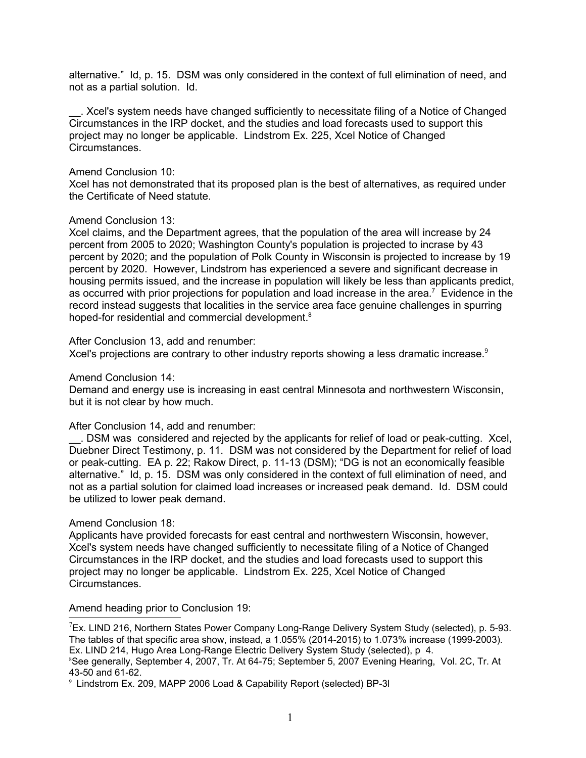alternative." Id, p. 15. DSM was only considered in the context of full elimination of need, and not as a partial solution. Id.

__. Xcel's system needs have changed sufficiently to necessitate filing of a Notice of Changed Circumstances in the IRP docket, and the studies and load forecasts used to support this project may no longer be applicable. Lindstrom Ex. 225, Xcel Notice of Changed Circumstances.

Amend Conclusion 10:
Xcel has not demonstrated that its proposed plan is the best of alternatives, as required under the Certificate of Need statute.

Amend Conclusion 13:
Xcel claims, and the Department agrees, that the population of the area will increase by 24 percent from 2005 to 2020; Washington County's population is projected to incrase by 43 percent by 2020; and the population of Polk County in Wisconsin is projected to increase by 19 percent by 2020. However, Lindstrom has experienced a severe and significant decrease in housing permits issued, and the increase in population will likely be less than applicants predict, as occurred with prior projections for population and load increase in the area.[7] Evidence in the record instead suggests that localities in the service area face genuine challenges in spurring hoped-for residential and commercial development.[8]

After Conclusion 13, add and renumber:
Xcel's projections are contrary to other industry reports showing a less dramatic increase.[9]

Amend Conclusion 14:
Demand and energy use is increasing in east central Minnesota and northwestern Wisconsin, but it is not clear by how much.

After Conclusion 14, add and renumber:
__. DSM was considered and rejected by the applicants for relief of load or peak-cutting. Xcel, Duebner Direct Testimony, p. 11. DSM was not considered by the Department for relief of load or peak-cutting. EA p. 22; Rakow Direct, p. 11-13 (DSM); "DG is not an economically feasible alternative." Id, p. 15. DSM was only considered in the context of full elimination of need, and not as a partial solution for claimed load increases or increased peak demand. Id. DSM could be utilized to lower peak demand.

Amend Conclusion 18:
Applicants have provided forecasts for east central and northwestern Wisconsin, however, Xcel's system needs have changed sufficiently to necessitate filing of a Notice of Changed Circumstances in the IRP docket, and the studies and load forecasts used to support this project may no longer be applicable. Lindstrom Ex. 225, Xcel Notice of Changed Circumstances.

Amend heading prior to Conclusion 19:

---

[7] Ex. LIND 216, Northern States Power Company Long-Range Delivery System Study (selected), p. 5-93. The tables of that specific area show, instead, a 1.055% (2014-2015) to 1.073% increase (1999-2003). Ex. LIND 214, Hugo Area Long-Range Electric Delivery System Study (selected), p 4.

[8] See generally, September 4, 2007, Tr. At 64-75; September 5, 2007 Evening Hearing, Vol. 2C, Tr. At 43-50 and 61-62.

[9] Lindstrom Ex. 209, MAPP 2006 Load & Capability Report (selected) BP-3l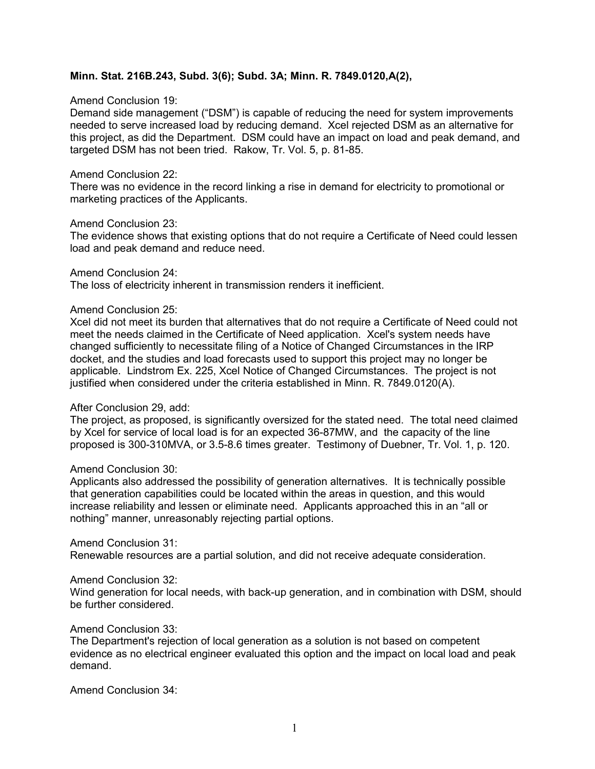**Minn. Stat. 216B.243, Subd. 3(6); Subd. 3A; Minn. R. 7849.0120,A(2),**

Amend Conclusion 19:
Demand side management ("DSM") is capable of reducing the need for system improvements needed to serve increased load by reducing demand. Xcel rejected DSM as an alternative for this project, as did the Department. DSM could have an impact on load and peak demand, and targeted DSM has not been tried. Rakow, Tr. Vol. 5, p. 81-85.

Amend Conclusion 22:
There was no evidence in the record linking a rise in demand for electricity to promotional or marketing practices of the Applicants.

Amend Conclusion 23:
The evidence shows that existing options that do not require a Certificate of Need could lessen load and peak demand and reduce need.

Amend Conclusion 24:
The loss of electricity inherent in transmission renders it inefficient.

Amend Conclusion 25:
Xcel did not meet its burden that alternatives that do not require a Certificate of Need could not meet the needs claimed in the Certificate of Need application. Xcel's system needs have changed sufficiently to necessitate filing of a Notice of Changed Circumstances in the IRP docket, and the studies and load forecasts used to support this project may no longer be applicable. Lindstrom Ex. 225, Xcel Notice of Changed Circumstances. The project is not justified when considered under the criteria established in Minn. R. 7849.0120(A).

After Conclusion 29, add:
The project, as proposed, is significantly oversized for the stated need. The total need claimed by Xcel for service of local load is for an expected 36-87MW, and the capacity of the line proposed is 300-310MVA, or 3.5-8.6 times greater. Testimony of Duebner, Tr. Vol. 1, p. 120.

Amend Conclusion 30:
Applicants also addressed the possibility of generation alternatives. It is technically possible that generation capabilities could be located within the areas in question, and this would increase reliability and lessen or eliminate need. Applicants approached this in an "all or nothing" manner, unreasonably rejecting partial options.

Amend Conclusion 31:
Renewable resources are a partial solution, and did not receive adequate consideration.

Amend Conclusion 32:
Wind generation for local needs, with back-up generation, and in combination with DSM, should be further considered.

Amend Conclusion 33:
The Department's rejection of local generation as a solution is not based on competent evidence as no electrical engineer evaluated this option and the impact on local load and peak demand.

Amend Conclusion 34: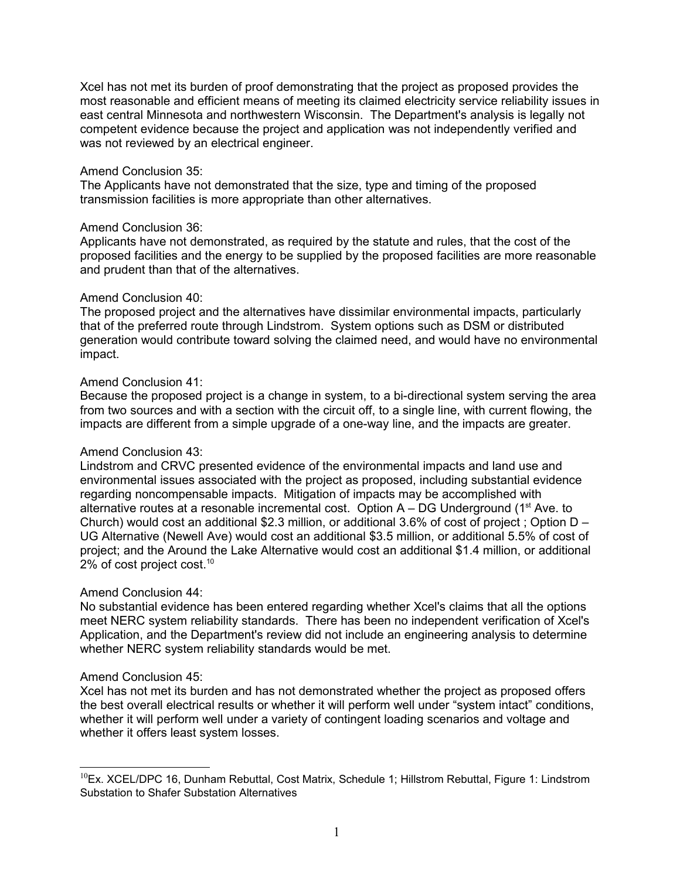Xcel has not met its burden of proof demonstrating that the project as proposed provides the most reasonable and efficient means of meeting its claimed electricity service reliability issues in east central Minnesota and northwestern Wisconsin. The Department's analysis is legally not competent evidence because the project and application was not independently verified and was not reviewed by an electrical engineer.

Amend Conclusion 35:
The Applicants have not demonstrated that the size, type and timing of the proposed transmission facilities is more appropriate than other alternatives.

Amend Conclusion 36:
Applicants have not demonstrated, as required by the statute and rules, that the cost of the proposed facilities and the energy to be supplied by the proposed facilities are more reasonable and prudent than that of the alternatives.

Amend Conclusion 40:
The proposed project and the alternatives have dissimilar environmental impacts, particularly that of the preferred route through Lindstrom. System options such as DSM or distributed generation would contribute toward solving the claimed need, and would have no environmental impact.

Amend Conclusion 41:
Because the proposed project is a change in system, to a bi-directional system serving the area from two sources and with a section with the circuit off, to a single line, with current flowing, the impacts are different from a simple upgrade of a one-way line, and the impacts are greater.

Amend Conclusion 43:
Lindstrom and CRVC presented evidence of the environmental impacts and land use and environmental issues associated with the project as proposed, including substantial evidence regarding noncompensable impacts. Mitigation of impacts may be accomplished with alternative routes at a resonable incremental cost. Option A – DG Underground (1st Ave. to Church) would cost an additional $2.3 million, or additional 3.6% of cost of project ; Option D – UG Alternative (Newell Ave) would cost an additional $3.5 million, or additional 5.5% of cost of project; and the Around the Lake Alternative would cost an additional $1.4 million, or additional 2% of cost project cost.[10]

Amend Conclusion 44:
No substantial evidence has been entered regarding whether Xcel's claims that all the options meet NERC system reliability standards. There has been no independent verification of Xcel's Application, and the Department's review did not include an engineering analysis to determine whether NERC system reliability standards would be met.

Amend Conclusion 45:
Xcel has not met its burden and has not demonstrated whether the project as proposed offers the best overall electrical results or whether it will perform well under "system intact" conditions, whether it will perform well under a variety of contingent loading scenarios and voltage and whether it offers least system losses.

---

[10] Ex. XCEL/DPC 16, Dunham Rebuttal, Cost Matrix, Schedule 1; Hillstrom Rebuttal, Figure 1: Lindstrom Substation to Shafer Substation Alternatives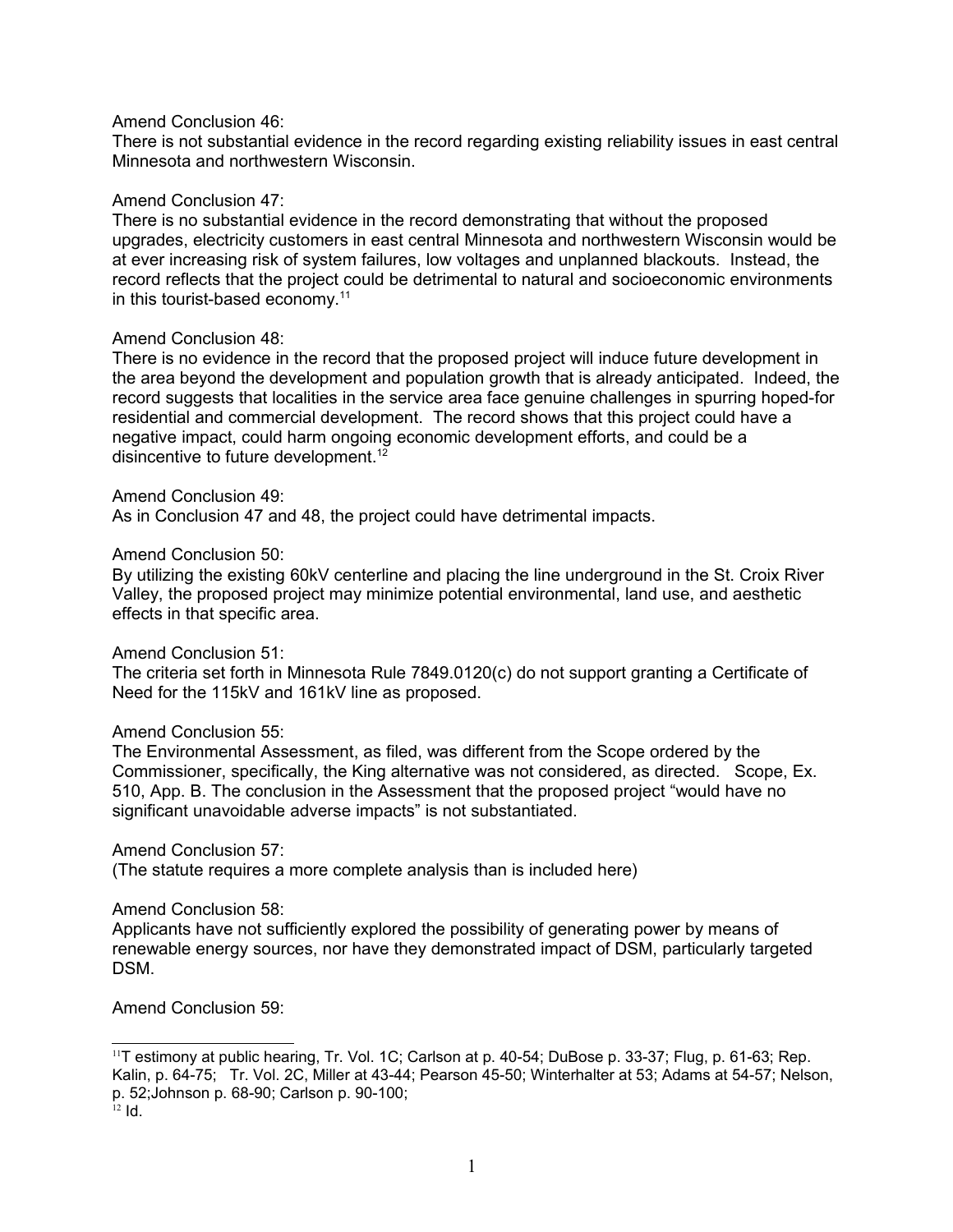Amend Conclusion 46:
There is not substantial evidence in the record regarding existing reliability issues in east central Minnesota and northwestern Wisconsin.

Amend Conclusion 47:
There is no substantial evidence in the record demonstrating that without the proposed upgrades, electricity customers in east central Minnesota and northwestern Wisconsin would be at ever increasing risk of system failures, low voltages and unplanned blackouts. Instead, the record reflects that the project could be detrimental to natural and socioeconomic environments in this tourist-based economy.[11]

Amend Conclusion 48:
There is no evidence in the record that the proposed project will induce future development in the area beyond the development and population growth that is already anticipated. Indeed, the record suggests that localities in the service area face genuine challenges in spurring hoped-for residential and commercial development. The record shows that this project could have a negative impact, could harm ongoing economic development efforts, and could be a disincentive to future development.[12]

Amend Conclusion 49:
As in Conclusion 47 and 48, the project could have detrimental impacts.

Amend Conclusion 50:
By utilizing the existing 60kV centerline and placing the line underground in the St. Croix River Valley, the proposed project may minimize potential environmental, land use, and aesthetic effects in that specific area.

Amend Conclusion 51:
The criteria set forth in Minnesota Rule 7849.0120(c) do not support granting a Certificate of Need for the 115kV and 161kV line as proposed.

Amend Conclusion 55:
The Environmental Assessment, as filed, was different from the Scope ordered by the Commissioner, specifically, the King alternative was not considered, as directed. Scope, Ex. 510, App. B. The conclusion in the Assessment that the proposed project "would have no significant unavoidable adverse impacts" is not substantiated.

Amend Conclusion 57:
(The statute requires a more complete analysis than is included here)

Amend Conclusion 58:
Applicants have not sufficiently explored the possibility of generating power by means of renewable energy sources, nor have they demonstrated impact of DSM, particularly targeted DSM.

Amend Conclusion 59:

---

[11] Testimony at public hearing, Tr. Vol. 1C; Carlson at p. 40-54; DuBose p. 33-37; Flug, p. 61-63; Rep. Kalin, p. 64-75; Tr. Vol. 2C, Miller at 43-44; Pearson 45-50; Winterhalter at 53; Adams at 54-57; Nelson, p. 52;Johnson p. 68-90; Carlson p. 90-100;

[12] Id.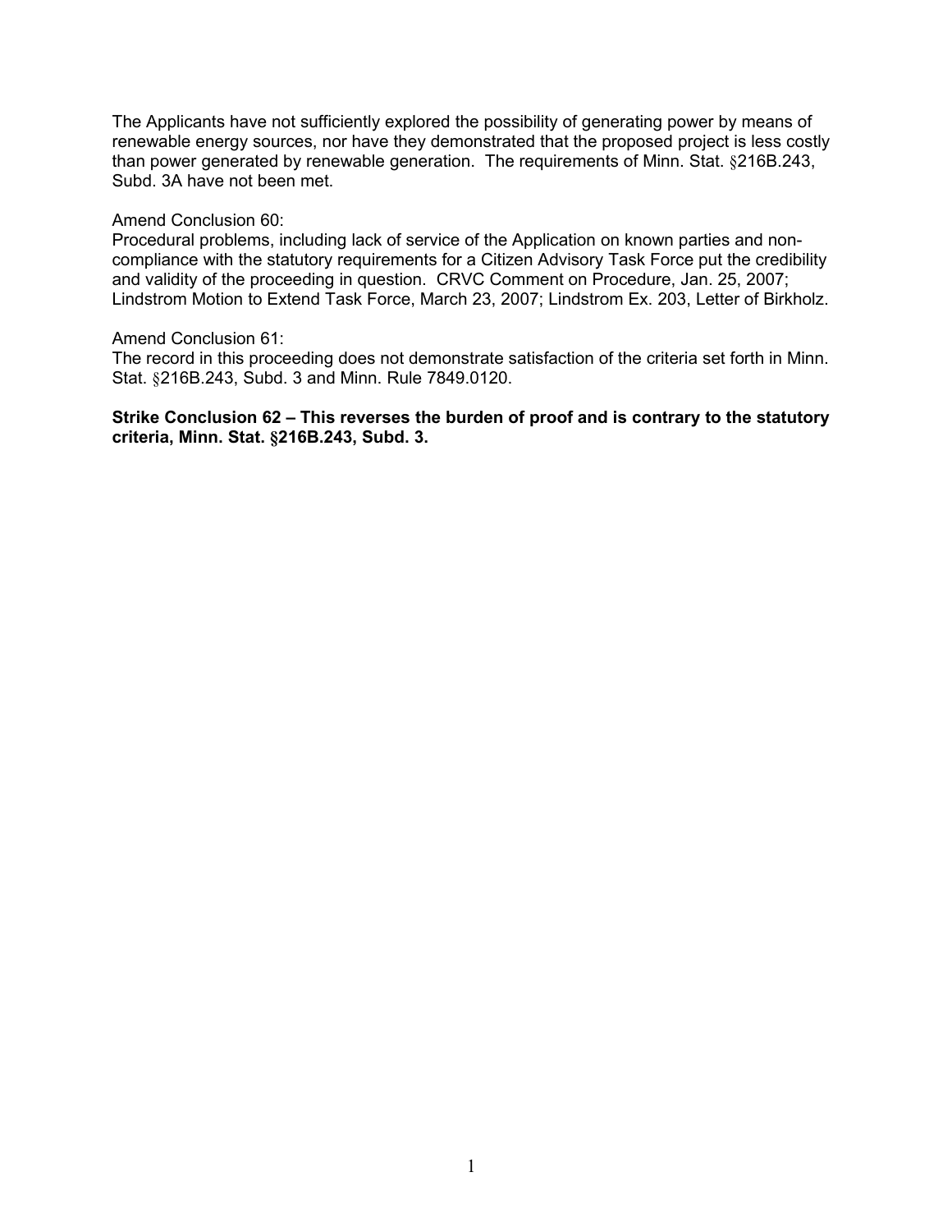The Applicants have not sufficiently explored the possibility of generating power by means of renewable energy sources, nor have they demonstrated that the proposed project is less costly than power generated by renewable generation. The requirements of Minn. Stat. §216B.243, Subd. 3A have not been met.

Amend Conclusion 60:
Procedural problems, including lack of service of the Application on known parties and non-compliance with the statutory requirements for a Citizen Advisory Task Force put the credibility and validity of the proceeding in question. CRVC Comment on Procedure, Jan. 25, 2007; Lindstrom Motion to Extend Task Force, March 23, 2007; Lindstrom Ex. 203, Letter of Birkholz.

Amend Conclusion 61:
The record in this proceeding does not demonstrate satisfaction of the criteria set forth in Minn. Stat. §216B.243, Subd. 3 and Minn. Rule 7849.0120.

**Strike Conclusion 62 – This reverses the burden of proof and is contrary to the statutory criteria, Minn. Stat. §216B.243, Subd. 3.**